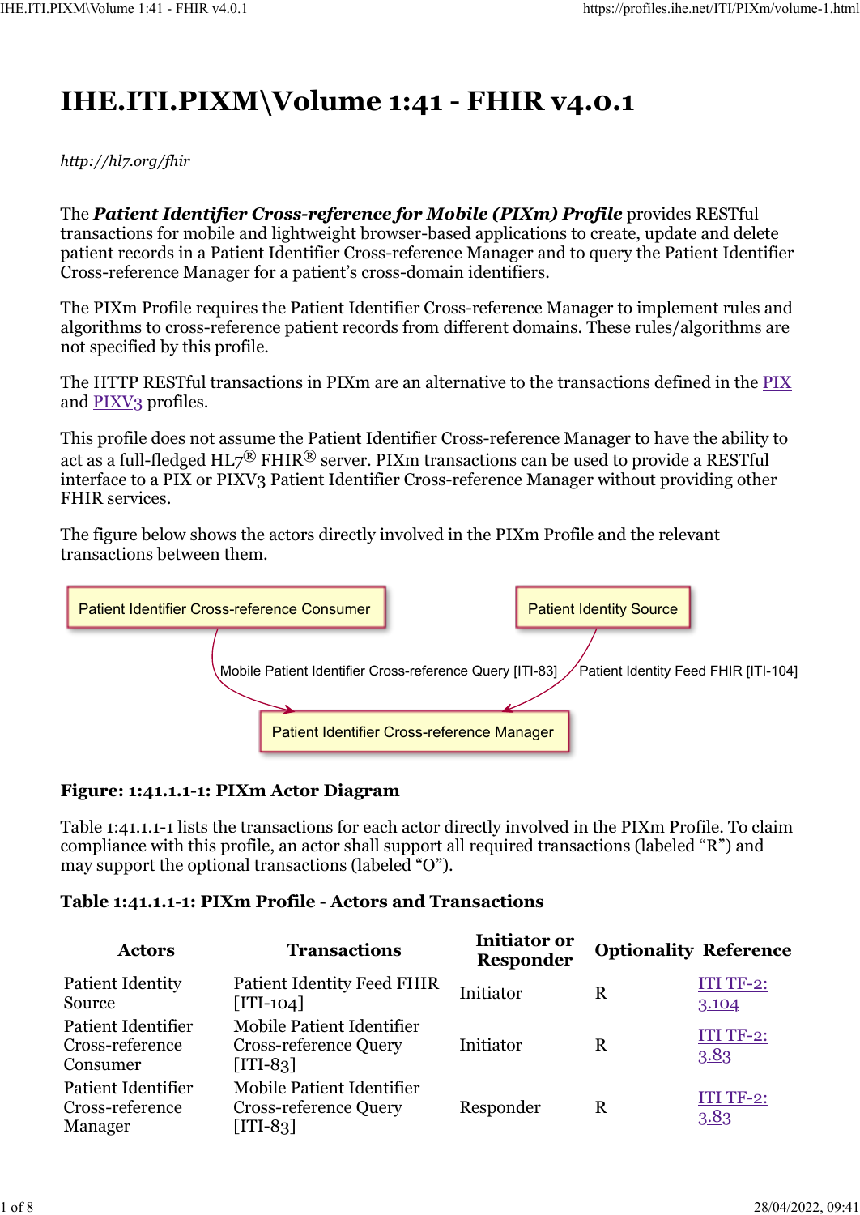# IHE.ITI.PIXM\Volume 1:41 - FHIR v4.0.1

*http://hl7.org/fhir*

The ***Patient Identifier Cross-reference for Mobile (PIXm) Profile*** provides RESTful transactions for mobile and lightweight browser-based applications to create, update and delete patient records in a Patient Identifier Cross-reference Manager and to query the Patient Identifier Cross-reference Manager for a patient's cross-domain identifiers.

The PIXm Profile requires the Patient Identifier Cross-reference Manager to implement rules and algorithms to cross-reference patient records from different domains. These rules/algorithms are not specified by this profile.

The HTTP RESTful transactions in PIXm are an alternative to the transactions defined in the PIX and PIXV3 profiles.

This profile does not assume the Patient Identifier Cross-reference Manager to have the ability to act as a full-fledged HL7® FHIR® server. PIXm transactions can be used to provide a RESTful interface to a PIX or PIXV3 Patient Identifier Cross-reference Manager without providing other FHIR services.

The figure below shows the actors directly involved in the PIXm Profile and the relevant transactions between them.

Patient Identifier Cross-reference Consumer

Patient Identity Source

Mobile Patient Identifier Cross-reference Query [ITI-83]

Patient Identity Feed FHIR [ITI-104]

Patient Identifier Cross-reference Manager

**Figure: 1:41.1.1-1: PIXm Actor Diagram**

Table 1:41.1.1-1 lists the transactions for each actor directly involved in the PIXm Profile. To claim compliance with this profile, an actor shall support all required transactions (labeled "R") and may support the optional transactions (labeled "O").

**Table 1:41.1.1-1: PIXm Profile - Actors and Transactions**

| Actors | Transactions | Initiator or Responder | Optionality | Reference |
|---|---|---|---|---|
| Patient Identity Source | Patient Identity Feed FHIR [ITI-104] | Initiator | R | ITI TF-2: 3.104 |
| Patient Identifier Cross-reference Consumer | Mobile Patient Identifier Cross-reference Query [ITI-83] | Initiator | R | ITI TF-2: 3.83 |
| Patient Identifier Cross-reference Manager | Mobile Patient Identifier Cross-reference Query [ITI-83] | Responder | R | ITI TF-2: 3.83 |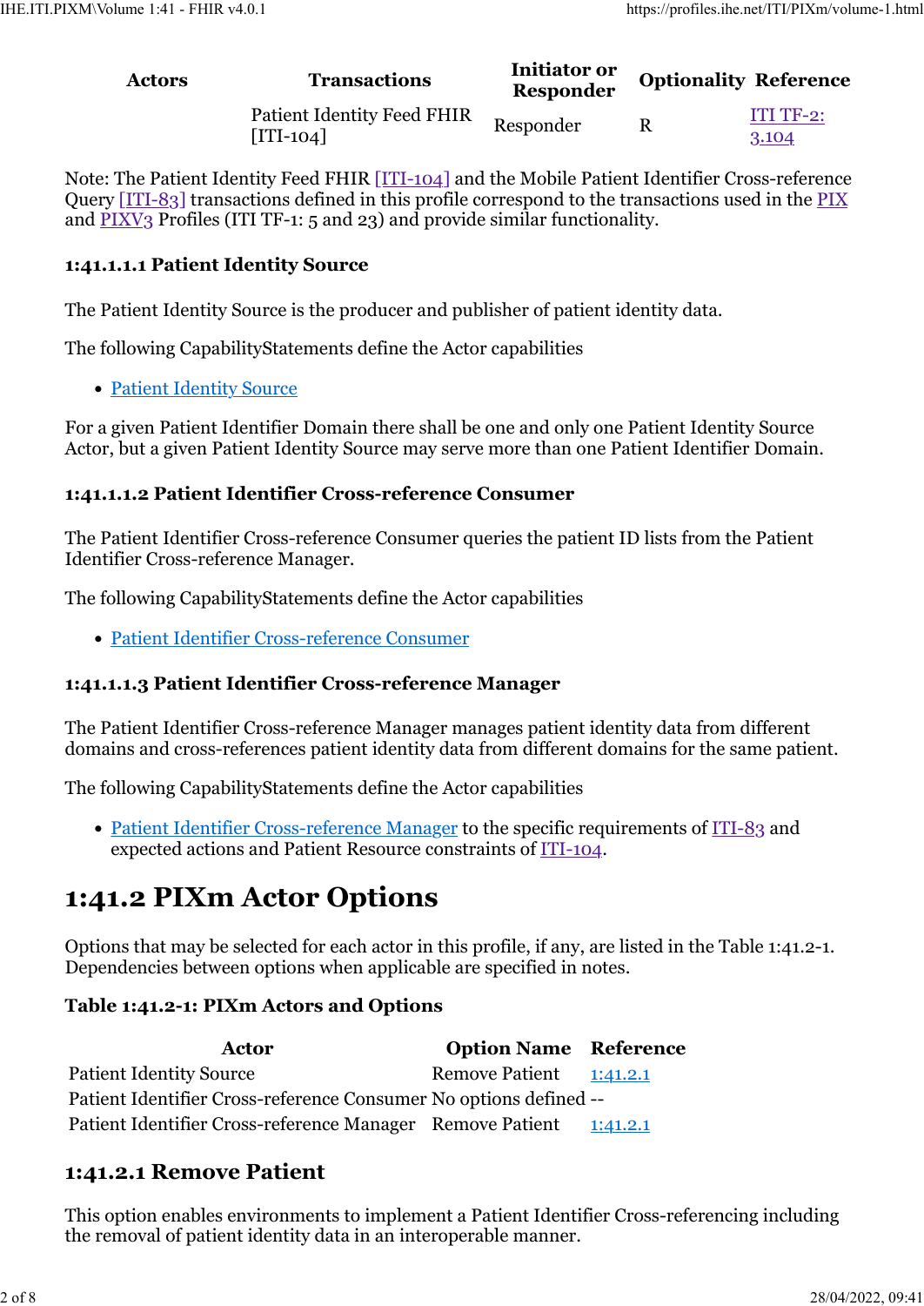| Actors | Transactions | Initiator or Responder | Optionality | Reference |
|---|---|---|---|---|
| | Patient Identity Feed FHIR [ITI-104] | Responder | R | ITI TF-2: 3.104 |

Note: The Patient Identity Feed FHIR [ITI-104] and the Mobile Patient Identifier Cross-reference Query [ITI-83] transactions defined in this profile correspond to the transactions used in the PIX and PIXV3 Profiles (ITI TF-1: 5 and 23) and provide similar functionality.

#### 1:41.1.1.1 Patient Identity Source

The Patient Identity Source is the producer and publisher of patient identity data.

The following CapabilityStatements define the Actor capabilities

- Patient Identity Source

For a given Patient Identifier Domain there shall be one and only one Patient Identity Source Actor, but a given Patient Identity Source may serve more than one Patient Identifier Domain.

#### 1:41.1.1.2 Patient Identifier Cross-reference Consumer

The Patient Identifier Cross-reference Consumer queries the patient ID lists from the Patient Identifier Cross-reference Manager.

The following CapabilityStatements define the Actor capabilities

- Patient Identifier Cross-reference Consumer

#### 1:41.1.1.3 Patient Identifier Cross-reference Manager

The Patient Identifier Cross-reference Manager manages patient identity data from different domains and cross-references patient identity data from different domains for the same patient.

The following CapabilityStatements define the Actor capabilities

- Patient Identifier Cross-reference Manager to the specific requirements of ITI-83 and expected actions and Patient Resource constraints of ITI-104.

# 1:41.2 PIXm Actor Options

Options that may be selected for each actor in this profile, if any, are listed in the Table 1:41.2-1. Dependencies between options when applicable are specified in notes.

#### Table 1:41.2-1: PIXm Actors and Options

| Actor | Option Name | Reference |
|---|---|---|
| Patient Identity Source | Remove Patient | 1:41.2.1 |
| Patient Identifier Cross-reference Consumer | No options defined | -- |
| Patient Identifier Cross-reference Manager | Remove Patient | 1:41.2.1 |

### 1:41.2.1 Remove Patient

This option enables environments to implement a Patient Identifier Cross-referencing including the removal of patient identity data in an interoperable manner.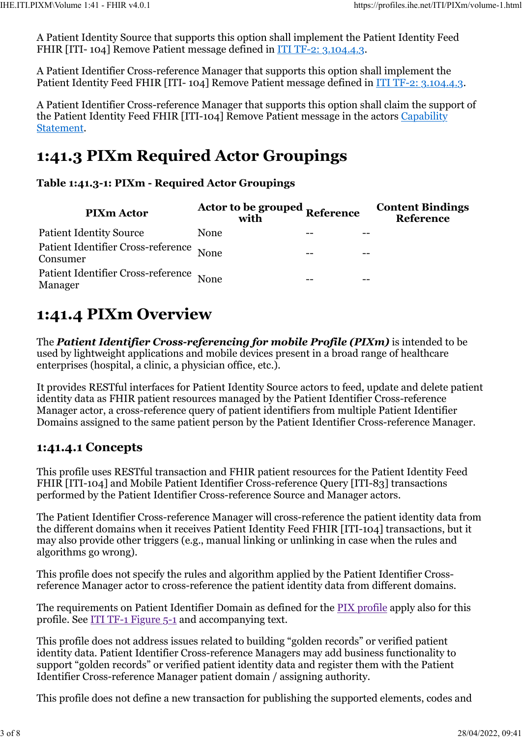A Patient Identity Source that supports this option shall implement the Patient Identity Feed FHIR [ITI- 104] Remove Patient message defined in [ITI TF-2: 3.104.4.3](https://profiles.ihe.net/ITI/PIXm/volume-1.html).

A Patient Identifier Cross-reference Manager that supports this option shall implement the Patient Identity Feed FHIR [ITI- 104] Remove Patient message defined in [ITI TF-2: 3.104.4.3](https://profiles.ihe.net/ITI/PIXm/volume-1.html).

A Patient Identifier Cross-reference Manager that supports this option shall claim the support of the Patient Identity Feed FHIR [ITI-104] Remove Patient message in the actors [Capability Statement](https://profiles.ihe.net/ITI/PIXm/volume-1.html).

## 1:41.3 PIXm Required Actor Groupings

**Table 1:41.3-1: PIXm - Required Actor Groupings**

| PIXm Actor | Actor to be grouped with | Reference | Content Bindings Reference |
|---|---|---|---|
| Patient Identity Source | None | -- | -- |
| Patient Identifier Cross-reference Consumer | None | -- | -- |
| Patient Identifier Cross-reference Manager | None | -- | -- |

## 1:41.4 PIXm Overview

The ***Patient Identifier Cross-referencing for mobile Profile (PIXm)*** is intended to be used by lightweight applications and mobile devices present in a broad range of healthcare enterprises (hospital, a clinic, a physician office, etc.).

It provides RESTful interfaces for Patient Identity Source actors to feed, update and delete patient identity data as FHIR patient resources managed by the Patient Identifier Cross-reference Manager actor, a cross-reference query of patient identifiers from multiple Patient Identifier Domains assigned to the same patient person by the Patient Identifier Cross-reference Manager.

### 1:41.4.1 Concepts

This profile uses RESTful transaction and FHIR patient resources for the Patient Identity Feed FHIR [ITI-104] and Mobile Patient Identifier Cross-reference Query [ITI-83] transactions performed by the Patient Identifier Cross-reference Source and Manager actors.

The Patient Identifier Cross-reference Manager will cross-reference the patient identity data from the different domains when it receives Patient Identity Feed FHIR [ITI-104] transactions, but it may also provide other triggers (e.g., manual linking or unlinking in case when the rules and algorithms go wrong).

This profile does not specify the rules and algorithm applied by the Patient Identifier Cross-reference Manager actor to cross-reference the patient identity data from different domains.

The requirements on Patient Identifier Domain as defined for the [PIX profile](https://profiles.ihe.net/ITI/PIXm/volume-1.html) apply also for this profile. See [ITI TF-1 Figure 5-1](https://profiles.ihe.net/ITI/PIXm/volume-1.html) and accompanying text.

This profile does not address issues related to building "golden records" or verified patient identity data. Patient Identifier Cross-reference Managers may add business functionality to support "golden records" or verified patient identity data and register them with the Patient Identifier Cross-reference Manager patient domain / assigning authority.

This profile does not define a new transaction for publishing the supported elements, codes and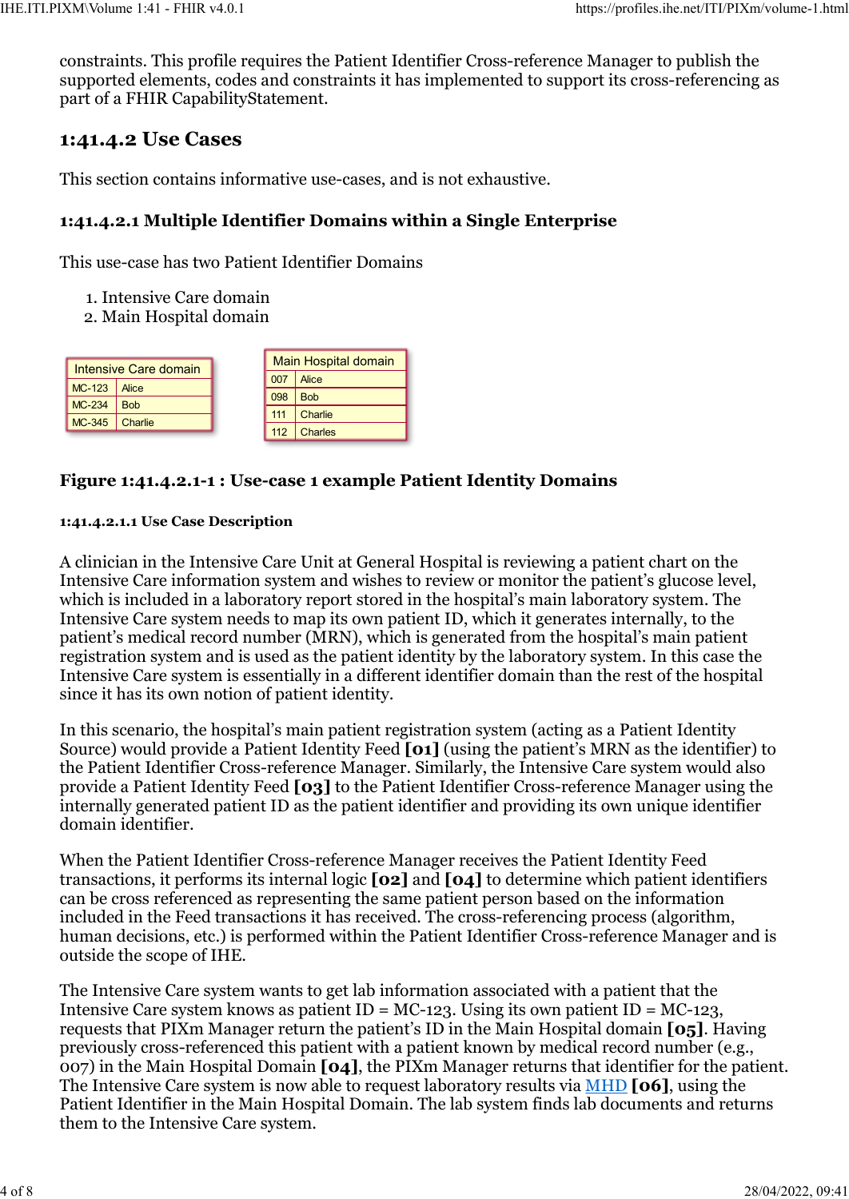constraints. This profile requires the Patient Identifier Cross-reference Manager to publish the supported elements, codes and constraints it has implemented to support its cross-referencing as part of a FHIR CapabilityStatement.

## 1:41.4.2 Use Cases

This section contains informative use-cases, and is not exhaustive.

### 1:41.4.2.1 Multiple Identifier Domains within a Single Enterprise

This use-case has two Patient Identifier Domains

1. Intensive Care domain
2. Main Hospital domain

| Intensive Care domain | |
|---|---|
| MC-123 | Alice |
| MC-234 | Bob |
| MC-345 | Charlie |

| Main Hospital domain | |
|---|---|
| 007 | Alice |
| 098 | Bob |
| 111 | Charlie |
| 112 | Charles |

**Figure 1:41.4.2.1-1 : Use-case 1 example Patient Identity Domains**

#### 1:41.4.2.1.1 Use Case Description

A clinician in the Intensive Care Unit at General Hospital is reviewing a patient chart on the Intensive Care information system and wishes to review or monitor the patient's glucose level, which is included in a laboratory report stored in the hospital's main laboratory system. The Intensive Care system needs to map its own patient ID, which it generates internally, to the patient's medical record number (MRN), which is generated from the hospital's main patient registration system and is used as the patient identity by the laboratory system. In this case the Intensive Care system is essentially in a different identifier domain than the rest of the hospital since it has its own notion of patient identity.

In this scenario, the hospital's main patient registration system (acting as a Patient Identity Source) would provide a Patient Identity Feed **[01]** (using the patient's MRN as the identifier) to the Patient Identifier Cross-reference Manager. Similarly, the Intensive Care system would also provide a Patient Identity Feed **[03]** to the Patient Identifier Cross-reference Manager using the internally generated patient ID as the patient identifier and providing its own unique identifier domain identifier.

When the Patient Identifier Cross-reference Manager receives the Patient Identity Feed transactions, it performs its internal logic **[02]** and **[04]** to determine which patient identifiers can be cross referenced as representing the same patient person based on the information included in the Feed transactions it has received. The cross-referencing process (algorithm, human decisions, etc.) is performed within the Patient Identifier Cross-reference Manager and is outside the scope of IHE.

The Intensive Care system wants to get lab information associated with a patient that the Intensive Care system knows as patient ID = MC-123. Using its own patient ID = MC-123, requests that PIXm Manager return the patient's ID in the Main Hospital domain **[05]**. Having previously cross-referenced this patient with a patient known by medical record number (e.g., 007) in the Main Hospital Domain **[04]**, the PIXm Manager returns that identifier for the patient. The Intensive Care system is now able to request laboratory results via MHD **[06]**, using the Patient Identifier in the Main Hospital Domain. The lab system finds lab documents and returns them to the Intensive Care system.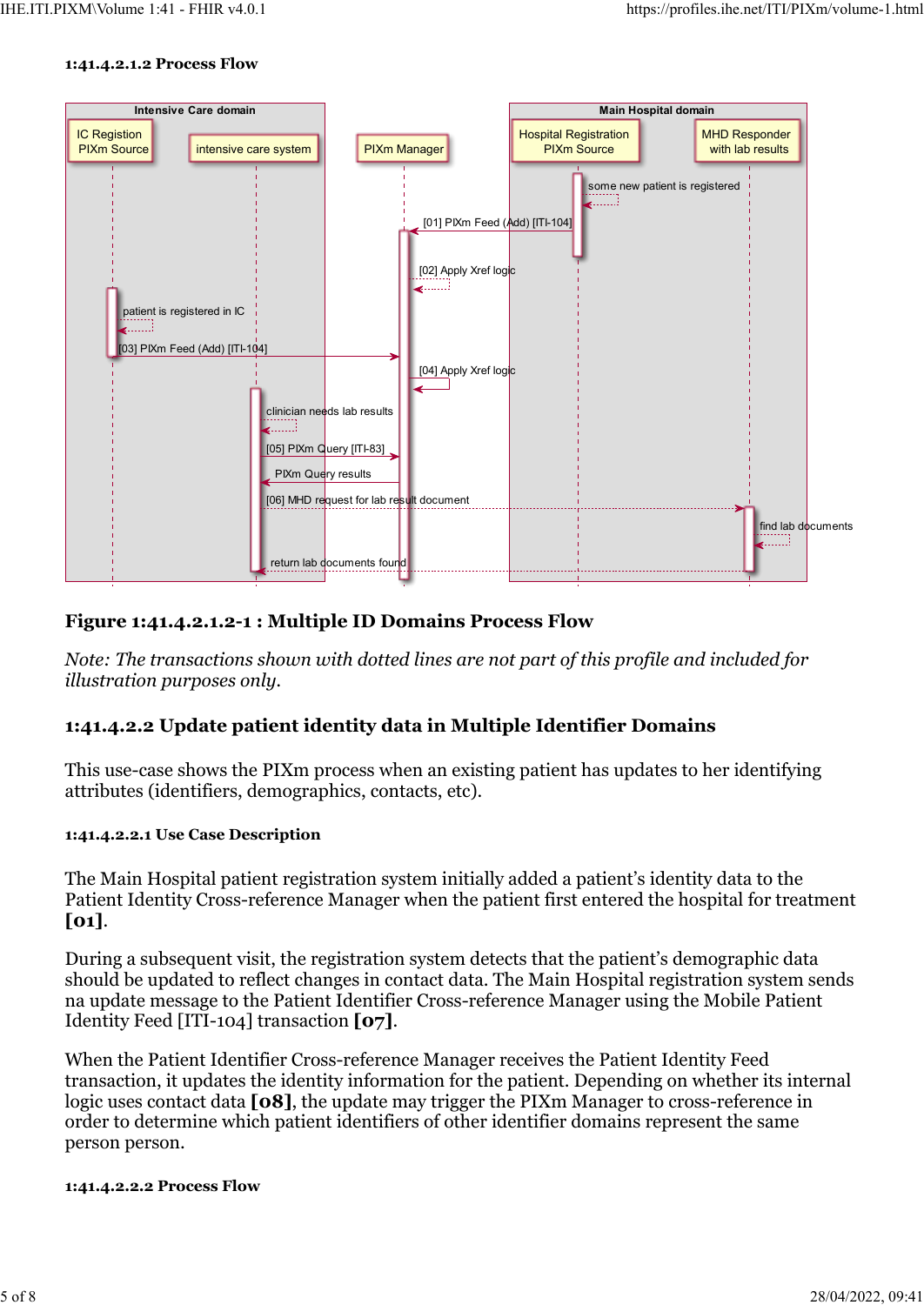#### 1:41.4.2.1.2 Process Flow

Intensive Care domain

Main Hospital domain

IC Registion PIXm Source

intensive care system

PIXm Manager

Hospital Registration PIXm Source

MHD Responder with lab results

some new patient is registered

[01] PIXm Feed (Add) [ITI-104]

[02] Apply Xref logic

patient is registered in IC

[03] PIXm Feed (Add) [ITI-104]

[04] Apply Xref logic

clinician needs lab results

[05] PIXm Query [ITI-83]

PIXm Query results

[06] MHD request for lab result document

find lab documents

return lab documents found

**Figure 1:41.4.2.1.2-1 : Multiple ID Domains Process Flow**

*Note: The transactions shown with dotted lines are not part of this profile and included for illustration purposes only.*

### 1:41.4.2.2 Update patient identity data in Multiple Identifier Domains

This use-case shows the PIXm process when an existing patient has updates to her identifying attributes (identifiers, demographics, contacts, etc).

#### 1:41.4.2.2.1 Use Case Description

The Main Hospital patient registration system initially added a patient's identity data to the Patient Identity Cross-reference Manager when the patient first entered the hospital for treatment **[01]**.

During a subsequent visit, the registration system detects that the patient's demographic data should be updated to reflect changes in contact data. The Main Hospital registration system sends na update message to the Patient Identifier Cross-reference Manager using the Mobile Patient Identity Feed [ITI-104] transaction **[07]**.

When the Patient Identifier Cross-reference Manager receives the Patient Identity Feed transaction, it updates the identity information for the patient. Depending on whether its internal logic uses contact data **[08]**, the update may trigger the PIXm Manager to cross-reference in order to determine which patient identifiers of other identifier domains represent the same person person.

#### 1:41.4.2.2.2 Process Flow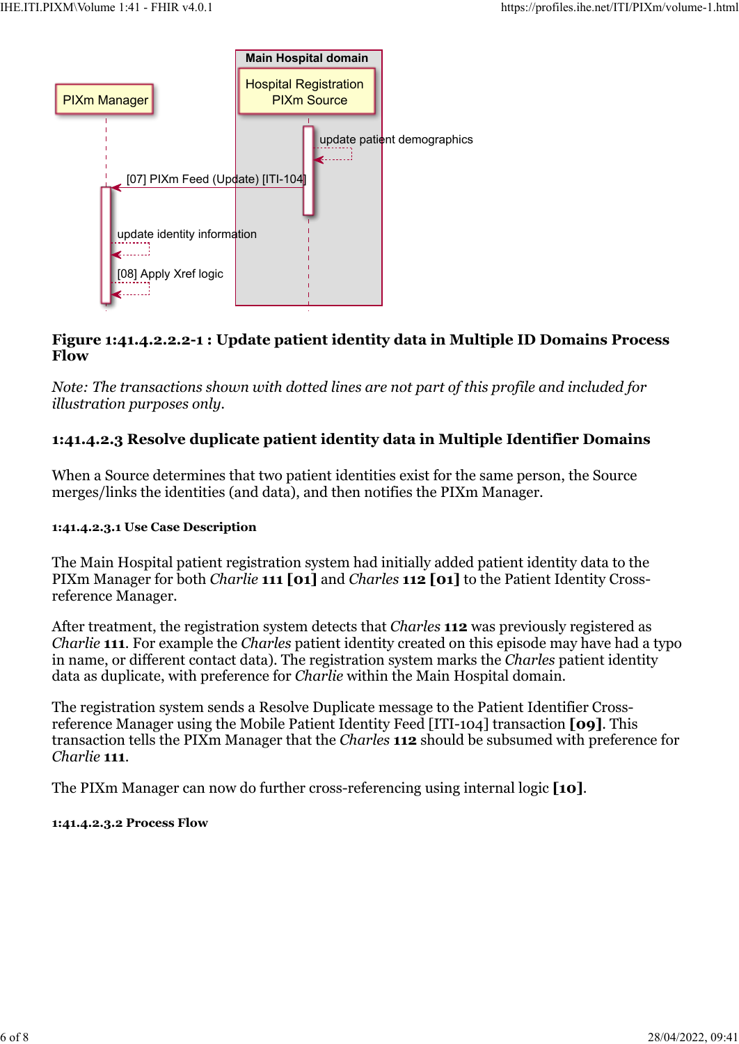Main Hospital domain

PIXm Manager

Hospital Registration PIXm Source

update patient demographics

[07] PIXm Feed (Update) [ITI-104]

update identity information

[08] Apply Xref logic

**Figure 1:41.4.2.2.2-1 : Update patient identity data in Multiple ID Domains Process Flow**

*Note: The transactions shown with dotted lines are not part of this profile and included for illustration purposes only.*

### 1:41.4.2.3 Resolve duplicate patient identity data in Multiple Identifier Domains

When a Source determines that two patient identities exist for the same person, the Source merges/links the identities (and data), and then notifies the PIXm Manager.

#### 1:41.4.2.3.1 Use Case Description

The Main Hospital patient registration system had initially added patient identity data to the PIXm Manager for both *Charlie* **111 [01]** and *Charles* **112 [01]** to the Patient Identity Cross-reference Manager.

After treatment, the registration system detects that *Charles* **112** was previously registered as *Charlie* **111**. For example the *Charles* patient identity created on this episode may have had a typo in name, or different contact data). The registration system marks the *Charles* patient identity data as duplicate, with preference for *Charlie* within the Main Hospital domain.

The registration system sends a Resolve Duplicate message to the Patient Identifier Cross-reference Manager using the Mobile Patient Identity Feed [ITI-104] transaction **[09]**. This transaction tells the PIXm Manager that the *Charles* **112** should be subsumed with preference for *Charlie* **111**.

The PIXm Manager can now do further cross-referencing using internal logic **[10]**.

#### 1:41.4.2.3.2 Process Flow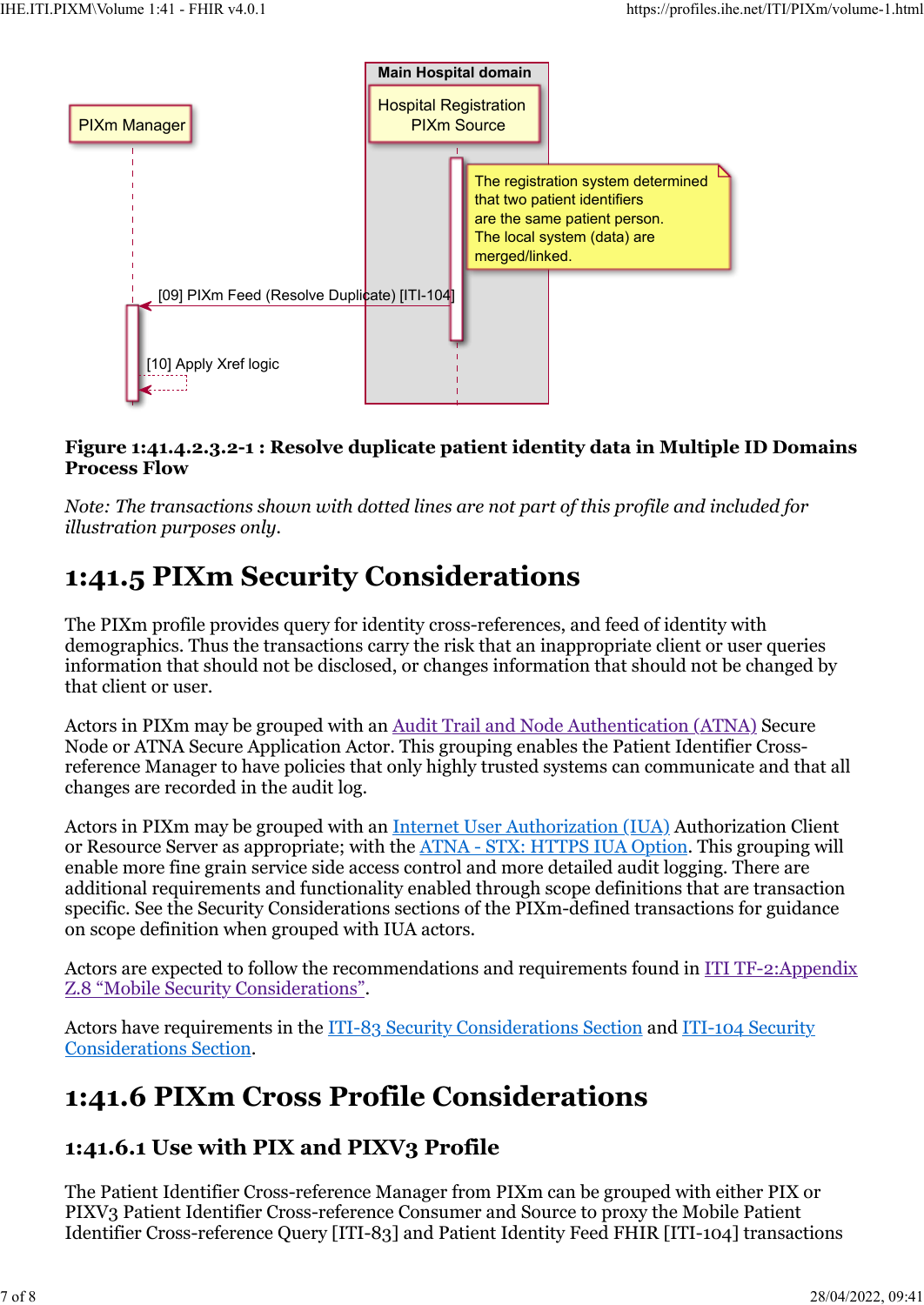Main Hospital domain

PIXm Manager

Hospital Registration PIXm Source

The registration system determined that two patient identifiers are the same patient person. The local system (data) are merged/linked.

[09] PIXm Feed (Resolve Duplicate) [ITI-104]

[10] Apply Xref logic

**Figure 1:41.4.2.3.2-1 : Resolve duplicate patient identity data in Multiple ID Domains Process Flow**

*Note: The transactions shown with dotted lines are not part of this profile and included for illustration purposes only.*

# 1:41.5 PIXm Security Considerations

The PIXm profile provides query for identity cross-references, and feed of identity with demographics. Thus the transactions carry the risk that an inappropriate client or user queries information that should not be disclosed, or changes information that should not be changed by that client or user.

Actors in PIXm may be grouped with an [Audit Trail and Node Authentication (ATNA)] Secure Node or ATNA Secure Application Actor. This grouping enables the Patient Identifier Cross-reference Manager to have policies that only highly trusted systems can communicate and that all changes are recorded in the audit log.

Actors in PIXm may be grouped with an [Internet User Authorization (IUA)] Authorization Client or Resource Server as appropriate; with the [ATNA - STX: HTTPS IUA Option]. This grouping will enable more fine grain service side access control and more detailed audit logging. There are additional requirements and functionality enabled through scope definitions that are transaction specific. See the Security Considerations sections of the PIXm-defined transactions for guidance on scope definition when grouped with IUA actors.

Actors are expected to follow the recommendations and requirements found in [ITI TF-2:Appendix Z.8 "Mobile Security Considerations"].

Actors have requirements in the [ITI-83 Security Considerations Section] and [ITI-104 Security Considerations Section].

# 1:41.6 PIXm Cross Profile Considerations

## 1:41.6.1 Use with PIX and PIXV3 Profile

The Patient Identifier Cross-reference Manager from PIXm can be grouped with either PIX or PIXV3 Patient Identifier Cross-reference Consumer and Source to proxy the Mobile Patient Identifier Cross-reference Query [ITI-83] and Patient Identity Feed FHIR [ITI-104] transactions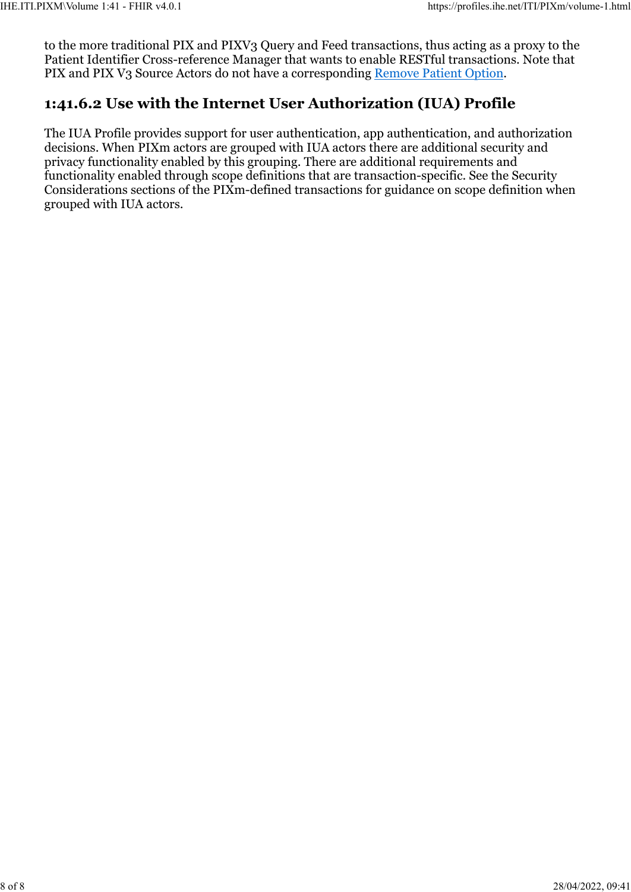to the more traditional PIX and PIXV3 Query and Feed transactions, thus acting as a proxy to the Patient Identifier Cross-reference Manager that wants to enable RESTful transactions. Note that PIX and PIX V3 Source Actors do not have a corresponding Remove Patient Option.

## 1:41.6.2 Use with the Internet User Authorization (IUA) Profile

The IUA Profile provides support for user authentication, app authentication, and authorization decisions. When PIXm actors are grouped with IUA actors there are additional security and privacy functionality enabled by this grouping. There are additional requirements and functionality enabled through scope definitions that are transaction-specific. See the Security Considerations sections of the PIXm-defined transactions for guidance on scope definition when grouped with IUA actors.